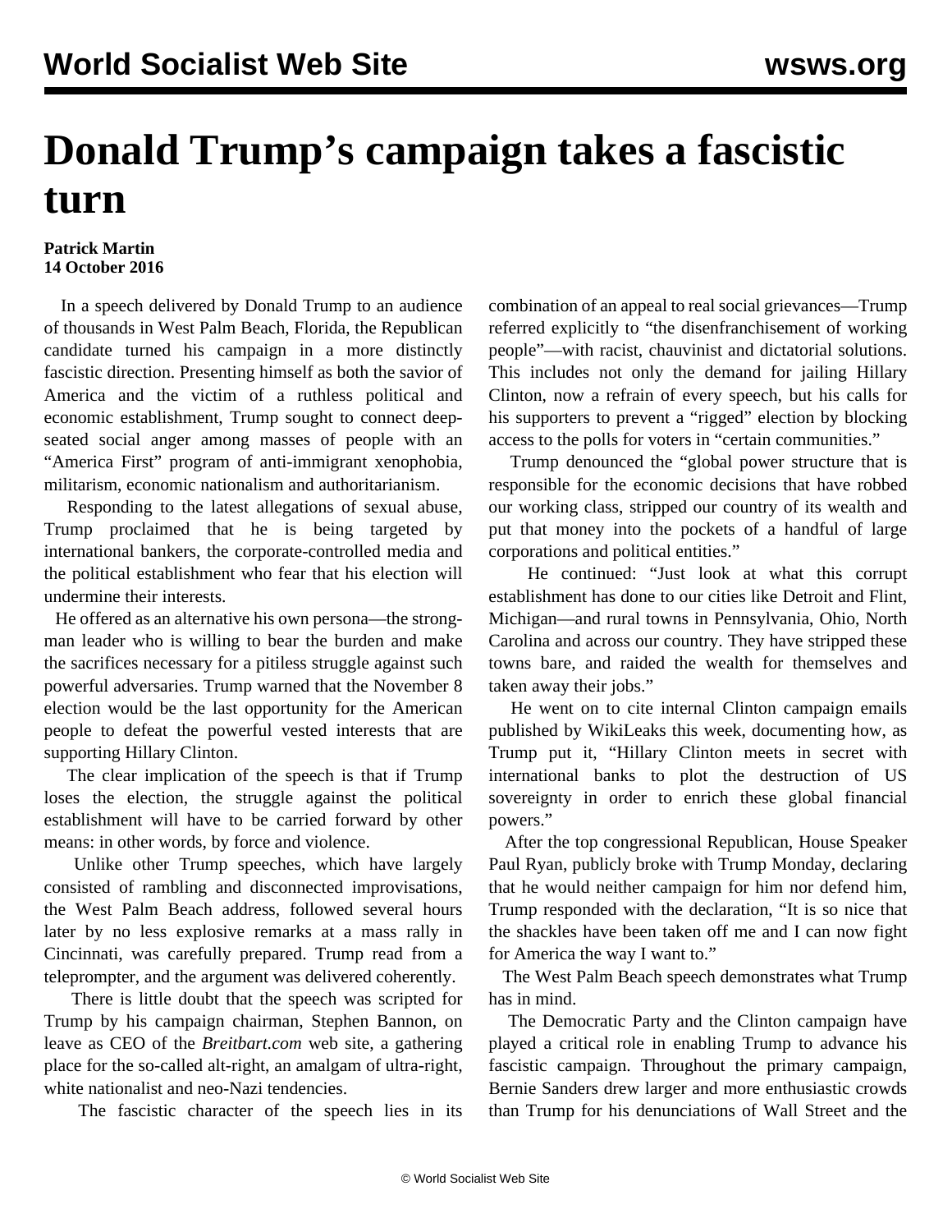# Donald Trump's campaign takes a fascistic turn

**Patrick Martin**
**14 October 2016**

In a speech delivered by Donald Trump to an audience of thousands in West Palm Beach, Florida, the Republican candidate turned his campaign in a more distinctly fascistic direction. Presenting himself as both the savior of America and the victim of a ruthless political and economic establishment, Trump sought to connect deep-seated social anger among masses of people with an "America First" program of anti-immigrant xenophobia, militarism, economic nationalism and authoritarianism.

Responding to the latest allegations of sexual abuse, Trump proclaimed that he is being targeted by international bankers, the corporate-controlled media and the political establishment who fear that his election will undermine their interests.

He offered as an alternative his own persona—the strong-man leader who is willing to bear the burden and make the sacrifices necessary for a pitiless struggle against such powerful adversaries. Trump warned that the November 8 election would be the last opportunity for the American people to defeat the powerful vested interests that are supporting Hillary Clinton.

The clear implication of the speech is that if Trump loses the election, the struggle against the political establishment will have to be carried forward by other means: in other words, by force and violence.

Unlike other Trump speeches, which have largely consisted of rambling and disconnected improvisations, the West Palm Beach address, followed several hours later by no less explosive remarks at a mass rally in Cincinnati, was carefully prepared. Trump read from a teleprompter, and the argument was delivered coherently.

There is little doubt that the speech was scripted for Trump by his campaign chairman, Stephen Bannon, on leave as CEO of the *Breitbart.com* web site, a gathering place for the so-called alt-right, an amalgam of ultra-right, white nationalist and neo-Nazi tendencies.

The fascistic character of the speech lies in its combination of an appeal to real social grievances—Trump referred explicitly to "the disenfranchisement of working people"—with racist, chauvinist and dictatorial solutions. This includes not only the demand for jailing Hillary Clinton, now a refrain of every speech, but his calls for his supporters to prevent a "rigged" election by blocking access to the polls for voters in "certain communities."

Trump denounced the "global power structure that is responsible for the economic decisions that have robbed our working class, stripped our country of its wealth and put that money into the pockets of a handful of large corporations and political entities."

He continued: "Just look at what this corrupt establishment has done to our cities like Detroit and Flint, Michigan—and rural towns in Pennsylvania, Ohio, North Carolina and across our country. They have stripped these towns bare, and raided the wealth for themselves and taken away their jobs."

He went on to cite internal Clinton campaign emails published by WikiLeaks this week, documenting how, as Trump put it, "Hillary Clinton meets in secret with international banks to plot the destruction of US sovereignty in order to enrich these global financial powers."

After the top congressional Republican, House Speaker Paul Ryan, publicly broke with Trump Monday, declaring that he would neither campaign for him nor defend him, Trump responded with the declaration, "It is so nice that the shackles have been taken off me and I can now fight for America the way I want to."

The West Palm Beach speech demonstrates what Trump has in mind.

The Democratic Party and the Clinton campaign have played a critical role in enabling Trump to advance his fascistic campaign. Throughout the primary campaign, Bernie Sanders drew larger and more enthusiastic crowds than Trump for his denunciations of Wall Street and the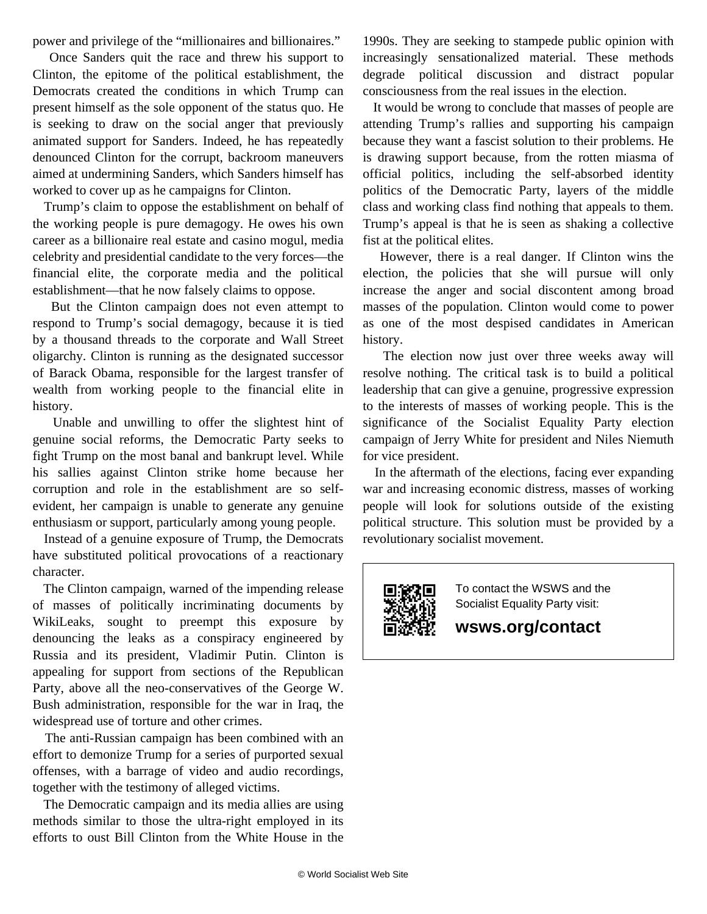power and privilege of the "millionaires and billionaires."

Once Sanders quit the race and threw his support to Clinton, the epitome of the political establishment, the Democrats created the conditions in which Trump can present himself as the sole opponent of the status quo. He is seeking to draw on the social anger that previously animated support for Sanders. Indeed, he has repeatedly denounced Clinton for the corrupt, backroom maneuvers aimed at undermining Sanders, which Sanders himself has worked to cover up as he campaigns for Clinton.

Trump's claim to oppose the establishment on behalf of the working people is pure demagogy. He owes his own career as a billionaire real estate and casino mogul, media celebrity and presidential candidate to the very forces—the financial elite, the corporate media and the political establishment—that he now falsely claims to oppose.

But the Clinton campaign does not even attempt to respond to Trump's social demagogy, because it is tied by a thousand threads to the corporate and Wall Street oligarchy. Clinton is running as the designated successor of Barack Obama, responsible for the largest transfer of wealth from working people to the financial elite in history.

Unable and unwilling to offer the slightest hint of genuine social reforms, the Democratic Party seeks to fight Trump on the most banal and bankrupt level. While his sallies against Clinton strike home because her corruption and role in the establishment are so self-evident, her campaign is unable to generate any genuine enthusiasm or support, particularly among young people.

Instead of a genuine exposure of Trump, the Democrats have substituted political provocations of a reactionary character.

The Clinton campaign, warned of the impending release of masses of politically incriminating documents by WikiLeaks, sought to preempt this exposure by denouncing the leaks as a conspiracy engineered by Russia and its president, Vladimir Putin. Clinton is appealing for support from sections of the Republican Party, above all the neo-conservatives of the George W. Bush administration, responsible for the war in Iraq, the widespread use of torture and other crimes.

The anti-Russian campaign has been combined with an effort to demonize Trump for a series of purported sexual offenses, with a barrage of video and audio recordings, together with the testimony of alleged victims.

The Democratic campaign and its media allies are using methods similar to those the ultra-right employed in its efforts to oust Bill Clinton from the White House in the 1990s. They are seeking to stampede public opinion with increasingly sensationalized material. These methods degrade political discussion and distract popular consciousness from the real issues in the election.

It would be wrong to conclude that masses of people are attending Trump's rallies and supporting his campaign because they want a fascist solution to their problems. He is drawing support because, from the rotten miasma of official politics, including the self-absorbed identity politics of the Democratic Party, layers of the middle class and working class find nothing that appeals to them. Trump's appeal is that he is seen as shaking a collective fist at the political elites.

However, there is a real danger. If Clinton wins the election, the policies that she will pursue will only increase the anger and social discontent among broad masses of the population. Clinton would come to power as one of the most despised candidates in American history.

The election now just over three weeks away will resolve nothing. The critical task is to build a political leadership that can give a genuine, progressive expression to the interests of masses of working people. This is the significance of the Socialist Equality Party election campaign of Jerry White for president and Niles Niemuth for vice president.

In the aftermath of the elections, facing ever expanding war and increasing economic distress, masses of working people will look for solutions outside of the existing political structure. This solution must be provided by a revolutionary socialist movement.

To contact the WSWS and the Socialist Equality Party visit:

**wsws.org/contact**